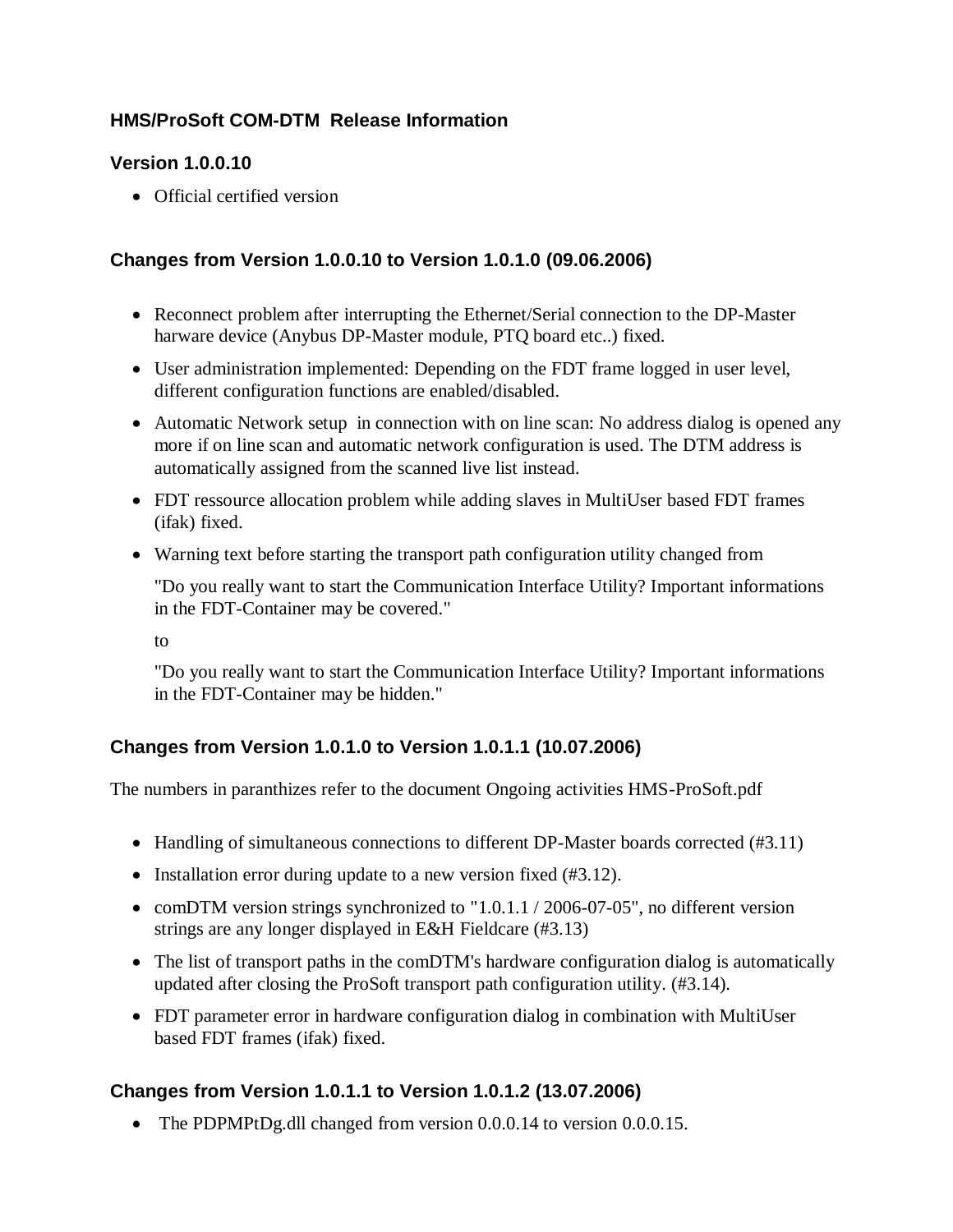### HMS/ProSoft COM-DTM Release Information

### Version 1.0.0.10

- Official certified version

### Changes from Version 1.0.0.10 to Version 1.0.1.0 (09.06.2006)

- Reconnect problem after interrupting the Ethernet/Serial connection to the DP-Master harware device (Anybus DP-Master module, PTQ board etc..) fixed.
- User administration implemented: Depending on the FDT frame logged in user level, different configuration functions are enabled/disabled.
- Automatic Network setup in connection with on line scan: No address dialog is opened any more if on line scan and automatic network configuration is used. The DTM address is automatically assigned from the scanned live list instead.
- FDT ressource allocation problem while adding slaves in MultiUser based FDT frames (ifak) fixed.
- Warning text before starting the transport path configuration utility changed from

  "Do you really want to start the Communication Interface Utility? Important informations in the FDT-Container may be covered."

  to

  "Do you really want to start the Communication Interface Utility? Important informations in the FDT-Container may be hidden."

### Changes from Version 1.0.1.0 to Version 1.0.1.1 (10.07.2006)

The numbers in paranthizes refer to the document Ongoing activities HMS-ProSoft.pdf

- Handling of simultaneous connections to different DP-Master boards corrected (#3.11)
- Installation error during update to a new version fixed (#3.12).
- comDTM version strings synchronized to "1.0.1.1 / 2006-07-05", no different version strings are any longer displayed in E&H Fieldcare (#3.13)
- The list of transport paths in the comDTM's hardware configuration dialog is automatically updated after closing the ProSoft transport path configuration utility. (#3.14).
- FDT parameter error in hardware configuration dialog in combination with MultiUser based FDT frames (ifak) fixed.

### Changes from Version 1.0.1.1 to Version 1.0.1.2 (13.07.2006)

- The PDPMPtDg.dll changed from version 0.0.0.14 to version 0.0.0.15.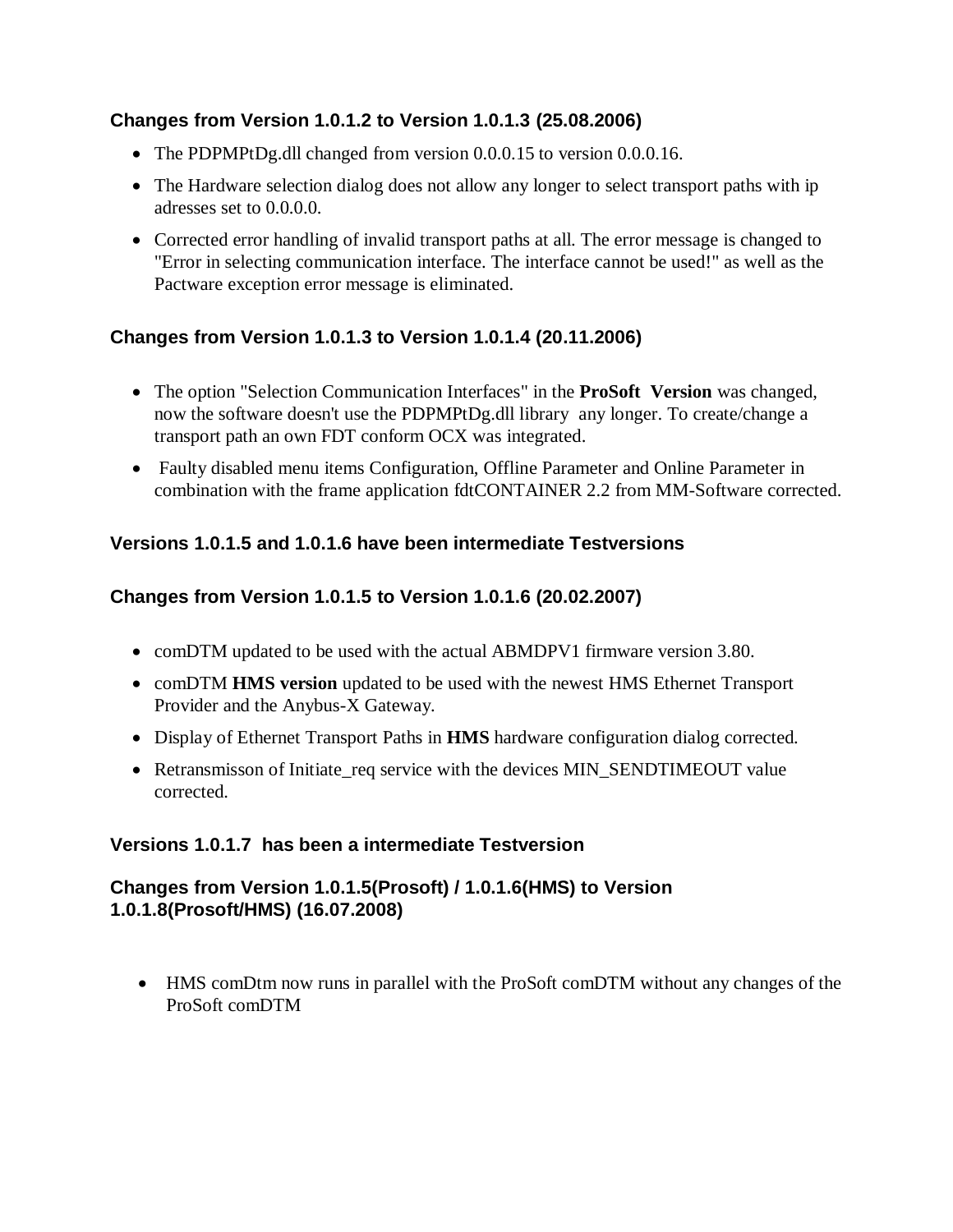### Changes from Version 1.0.1.2 to Version 1.0.1.3 (25.08.2006)

- The PDPMPtDg.dll changed from version 0.0.0.15 to version 0.0.0.16.
- The Hardware selection dialog does not allow any longer to select transport paths with ip adresses set to 0.0.0.0.
- Corrected error handling of invalid transport paths at all. The error message is changed to "Error in selecting communication interface. The interface cannot be used!" as well as the Pactware exception error message is eliminated.

### Changes from Version 1.0.1.3 to Version 1.0.1.4 (20.11.2006)

- The option "Selection Communication Interfaces" in the **ProSoft Version** was changed, now the software doesn't use the PDPMPtDg.dll library any longer. To create/change a transport path an own FDT conform OCX was integrated.
- Faulty disabled menu items Configuration, Offline Parameter and Online Parameter in combination with the frame application fdtCONTAINER 2.2 from MM-Software corrected.

### Versions 1.0.1.5 and 1.0.1.6 have been intermediate Testversions

### Changes from Version 1.0.1.5 to Version 1.0.1.6 (20.02.2007)

- comDTM updated to be used with the actual ABMDPV1 firmware version 3.80.
- comDTM **HMS version** updated to be used with the newest HMS Ethernet Transport Provider and the Anybus-X Gateway.
- Display of Ethernet Transport Paths in **HMS** hardware configuration dialog corrected.
- Retransmisson of Initiate_req service with the devices MIN_SENDTIMEOUT value corrected.

### Versions 1.0.1.7 has been a intermediate Testversion

### Changes from Version 1.0.1.5(Prosoft) / 1.0.1.6(HMS) to Version 1.0.1.8(Prosoft/HMS) (16.07.2008)

- HMS comDtm now runs in parallel with the ProSoft comDTM without any changes of the ProSoft comDTM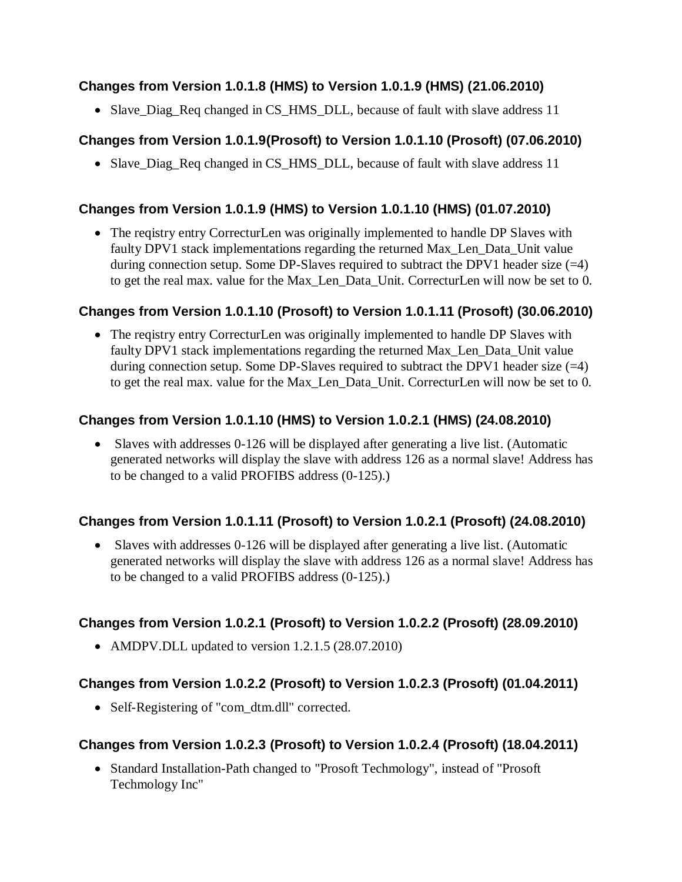### Changes from Version 1.0.1.8 (HMS) to Version 1.0.1.9 (HMS) (21.06.2010)

- Slave_Diag_Req changed in CS_HMS_DLL, because of fault with slave address 11

### Changes from Version 1.0.1.9(Prosoft) to Version 1.0.1.10 (Prosoft) (07.06.2010)

- Slave_Diag_Req changed in CS_HMS_DLL, because of fault with slave address 11

### Changes from Version 1.0.1.9 (HMS) to Version 1.0.1.10 (HMS) (01.07.2010)

- The reqistry entry CorrecturLen was originally implemented to handle DP Slaves with faulty DPV1 stack implementations regarding the returned Max_Len_Data_Unit value during connection setup. Some DP-Slaves required to subtract the DPV1 header size (=4) to get the real max. value for the Max_Len_Data_Unit. CorrecturLen will now be set to 0.

### Changes from Version 1.0.1.10 (Prosoft) to Version 1.0.1.11 (Prosoft) (30.06.2010)

- The reqistry entry CorrecturLen was originally implemented to handle DP Slaves with faulty DPV1 stack implementations regarding the returned Max_Len_Data_Unit value during connection setup. Some DP-Slaves required to subtract the DPV1 header size (=4) to get the real max. value for the Max_Len_Data_Unit. CorrecturLen will now be set to 0.

### Changes from Version 1.0.1.10 (HMS) to Version 1.0.2.1 (HMS) (24.08.2010)

- Slaves with addresses 0-126 will be displayed after generating a live list. (Automatic generated networks will display the slave with address 126 as a normal slave! Address has to be changed to a valid PROFIBS address (0-125).)

### Changes from Version 1.0.1.11 (Prosoft) to Version 1.0.2.1 (Prosoft) (24.08.2010)

- Slaves with addresses 0-126 will be displayed after generating a live list. (Automatic generated networks will display the slave with address 126 as a normal slave! Address has to be changed to a valid PROFIBS address (0-125).)

### Changes from Version 1.0.2.1 (Prosoft) to Version 1.0.2.2 (Prosoft) (28.09.2010)

- AMDPV.DLL updated to version 1.2.1.5 (28.07.2010)

### Changes from Version 1.0.2.2 (Prosoft) to Version 1.0.2.3 (Prosoft) (01.04.2011)

- Self-Registering of "com_dtm.dll" corrected.

### Changes from Version 1.0.2.3 (Prosoft) to Version 1.0.2.4 (Prosoft) (18.04.2011)

- Standard Installation-Path changed to "Prosoft Techmology", instead of "Prosoft Techmology Inc"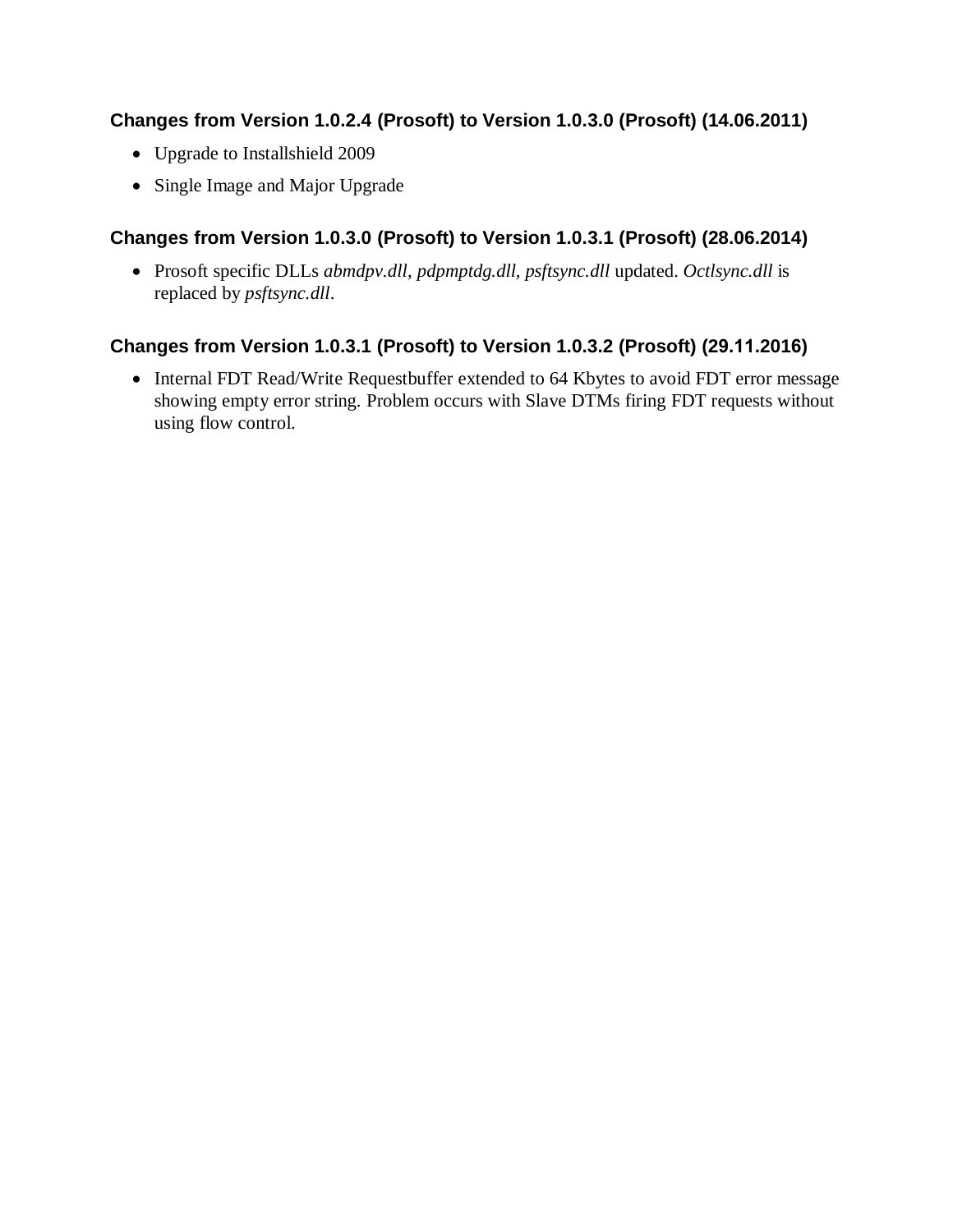### Changes from Version 1.0.2.4 (Prosoft) to Version 1.0.3.0 (Prosoft) (14.06.2011)

- Upgrade to Installshield 2009
- Single Image and Major Upgrade

### Changes from Version 1.0.3.0 (Prosoft) to Version 1.0.3.1 (Prosoft) (28.06.2014)

- Prosoft specific DLLs *abmdpv.dll*, *pdpmptdg.dll, psftsync.dll* updated. *Octlsync.dll* is replaced by *psftsync.dll*.

### Changes from Version 1.0.3.1 (Prosoft) to Version 1.0.3.2 (Prosoft) (29.11.2016)

- Internal FDT Read/Write Requestbuffer extended to 64 Kbytes to avoid FDT error message showing empty error string. Problem occurs with Slave DTMs firing FDT requests without using flow control.